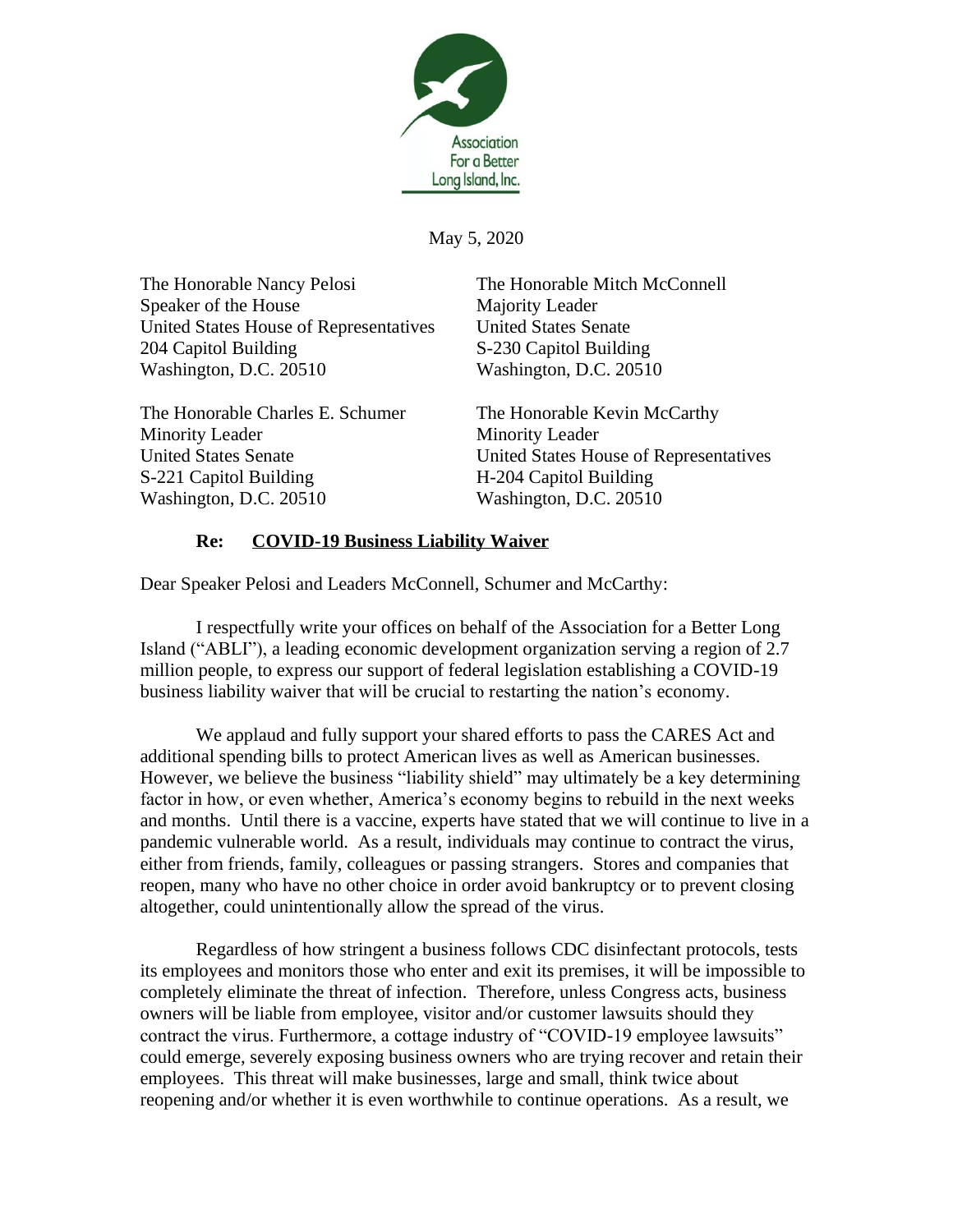Association For a Better Long Island, Inc.

May 5, 2020

The Honorable Nancy Pelosi
Speaker of the House
United States House of Representatives
204 Capitol Building
Washington, D.C. 20510

The Honorable Mitch McConnell
Majority Leader
United States Senate
S-230 Capitol Building
Washington, D.C. 20510

The Honorable Charles E. Schumer
Minority Leader
United States Senate
S-221 Capitol Building
Washington, D.C. 20510

The Honorable Kevin McCarthy
Minority Leader
United States House of Representatives
H-204 Capitol Building
Washington, D.C. 20510

**Re: COVID-19 Business Liability Waiver**

Dear Speaker Pelosi and Leaders McConnell, Schumer and McCarthy:

I respectfully write your offices on behalf of the Association for a Better Long Island ("ABLI"), a leading economic development organization serving a region of 2.7 million people, to express our support of federal legislation establishing a COVID-19 business liability waiver that will be crucial to restarting the nation's economy.

We applaud and fully support your shared efforts to pass the CARES Act and additional spending bills to protect American lives as well as American businesses. However, we believe the business "liability shield" may ultimately be a key determining factor in how, or even whether, America's economy begins to rebuild in the next weeks and months. Until there is a vaccine, experts have stated that we will continue to live in a pandemic vulnerable world. As a result, individuals may continue to contract the virus, either from friends, family, colleagues or passing strangers. Stores and companies that reopen, many who have no other choice in order avoid bankruptcy or to prevent closing altogether, could unintentionally allow the spread of the virus.

Regardless of how stringent a business follows CDC disinfectant protocols, tests its employees and monitors those who enter and exit its premises, it will be impossible to completely eliminate the threat of infection. Therefore, unless Congress acts, business owners will be liable from employee, visitor and/or customer lawsuits should they contract the virus. Furthermore, a cottage industry of "COVID-19 employee lawsuits" could emerge, severely exposing business owners who are trying recover and retain their employees. This threat will make businesses, large and small, think twice about reopening and/or whether it is even worthwhile to continue operations. As a result, we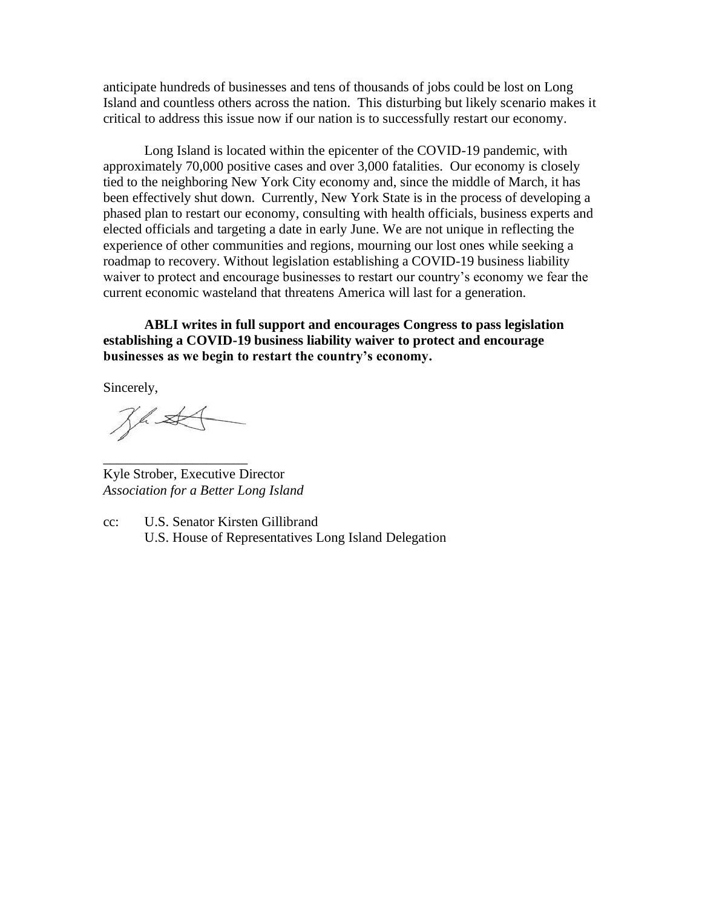anticipate hundreds of businesses and tens of thousands of jobs could be lost on Long Island and countless others across the nation. This disturbing but likely scenario makes it critical to address this issue now if our nation is to successfully restart our economy.

Long Island is located within the epicenter of the COVID-19 pandemic, with approximately 70,000 positive cases and over 3,000 fatalities. Our economy is closely tied to the neighboring New York City economy and, since the middle of March, it has been effectively shut down. Currently, New York State is in the process of developing a phased plan to restart our economy, consulting with health officials, business experts and elected officials and targeting a date in early June. We are not unique in reflecting the experience of other communities and regions, mourning our lost ones while seeking a roadmap to recovery. Without legislation establishing a COVID-19 business liability waiver to protect and encourage businesses to restart our country's economy we fear the current economic wasteland that threatens America will last for a generation.

**ABLI writes in full support and encourages Congress to pass legislation establishing a COVID-19 business liability waiver to protect and encourage businesses as we begin to restart the country's economy.**

Sincerely,

____________________

Kyle Strober, Executive Director
*Association for a Better Long Island*

cc: U.S. Senator Kirsten Gillibrand
U.S. House of Representatives Long Island Delegation